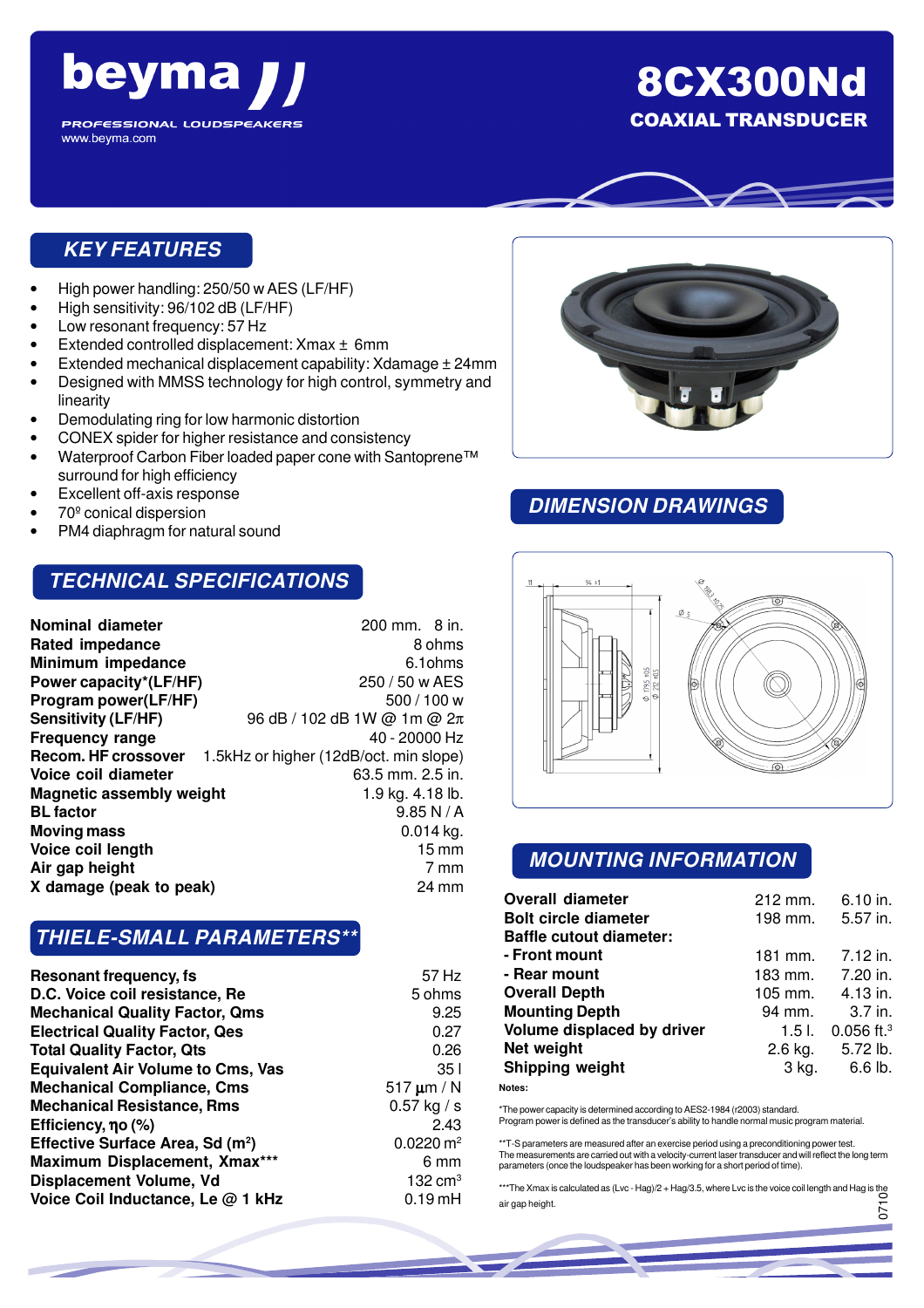# beyma

PROFESSIONAL LOUDSPEAKERS
www.beyma.com

# 8CX300Nd

## COAXIAL TRANSDUCER

## KEY FEATURES

- High power handling: 250/50 w AES (LF/HF)
- High sensitivity: 96/102 dB (LF/HF)
- Low resonant frequency: 57 Hz
- Extended controlled displacement: Xmax ± 6mm
- Extended mechanical displacement capability: Xdamage ± 24mm
- Designed with MMSS technology for high control, symmetry and linearity
- Demodulating ring for low harmonic distortion
- CONEX spider for higher resistance and consistency
- Waterproof Carbon Fiber loaded paper cone with Santoprene™ surround for high efficiency
- Excellent off-axis response
- 70º conical dispersion
- PM4 diaphragm for natural sound

## TECHNICAL SPECIFICATIONS

| | |
|---|---|
| **Nominal diameter** | 200 mm. 8 in. |
| **Rated impedance** | 8 ohms |
| **Minimum impedance** | 6.1ohms |
| **Power capacity*(LF/HF)** | 250 / 50 w AES |
| **Program power(LF/HF)** | 500 / 100 w |
| **Sensitivity (LF/HF)** | 96 dB / 102 dB 1W @ 1m @ 2$\pi$ |
| **Frequency range** | 40 - 20000 Hz |
| **Recom. HF crossover** | 1.5kHz or higher (12dB/oct. min slope) |
| **Voice coil diameter** | 63.5 mm. 2.5 in. |
| **Magnetic assembly weight** | 1.9 kg. 4.18 lb. |
| **BL factor** | 9.85 N / A |
| **Moving mass** | 0.014 kg. |
| **Voice coil length** | 15 mm |
| **Air gap height** | 7 mm |
| **X damage (peak to peak)** | 24 mm |

## THIELE-SMALL PARAMETERS**

| | |
|---|---|
| **Resonant frequency, fs** | 57 Hz |
| **D.C. Voice coil resistance, Re** | 5 ohms |
| **Mechanical Quality Factor, Qms** | 9.25 |
| **Electrical Quality Factor, Qes** | 0.27 |
| **Total Quality Factor, Qts** | 0.26 |
| **Equivalent Air Volume to Cms, Vas** | 35 l |
| **Mechanical Compliance, Cms** | 517 $\mu$m / N |
| **Mechanical Resistance, Rms** | 0.57 kg / s |
| **Efficiency, $\eta$o (%)** | 2.43 |
| **Effective Surface Area, Sd ($m^2$)** | 0.0220 $m^2$ |
| **Maximum Displacement, Xmax*** ** | 6 mm |
| **Displacement Volume, Vd** | 132 $cm^3$ |
| **Voice Coil Inductance, Le @ 1 kHz** | 0.19 mH |

## DIMENSION DRAWINGS

## MOUNTING INFORMATION

| | | |
|---|---|---|
| **Overall diameter** | 212 mm. | 6.10 in. |
| **Bolt circle diameter** | 198 mm. | 5.57 in. |
| **Baffle cutout diameter:** | | |
| **- Front mount** | 181 mm. | 7.12 in. |
| **- Rear mount** | 183 mm. | 7.20 in. |
| **Overall Depth** | 105 mm. | 4.13 in. |
| **Mounting Depth** | 94 mm. | 3.7 in. |
| **Volume displaced by driver** | 1.5 l. | 0.056 $ft.^3$ |
| **Net weight** | 2.6 kg. | 5.72 lb. |
| **Shipping weight** | 3 kg. | 6.6 lb. |

**Notes:**

*The power capacity is determined according to AES2-1984 (r2003) standard.
Program power is defined as the transducer's ability to handle normal music program material.

**T-S parameters are measured after an exercise period using a preconditioning power test.
The measurements are carried out with a velocity-current laser transducer and will reflect the long term parameters (once the loudspeaker has been working for a short period of time).

***The Xmax is calculated as (Lvc - Hag)/2 + Hag/3.5, where Lvc is the voice coil length and Hag is the air gap height.

0710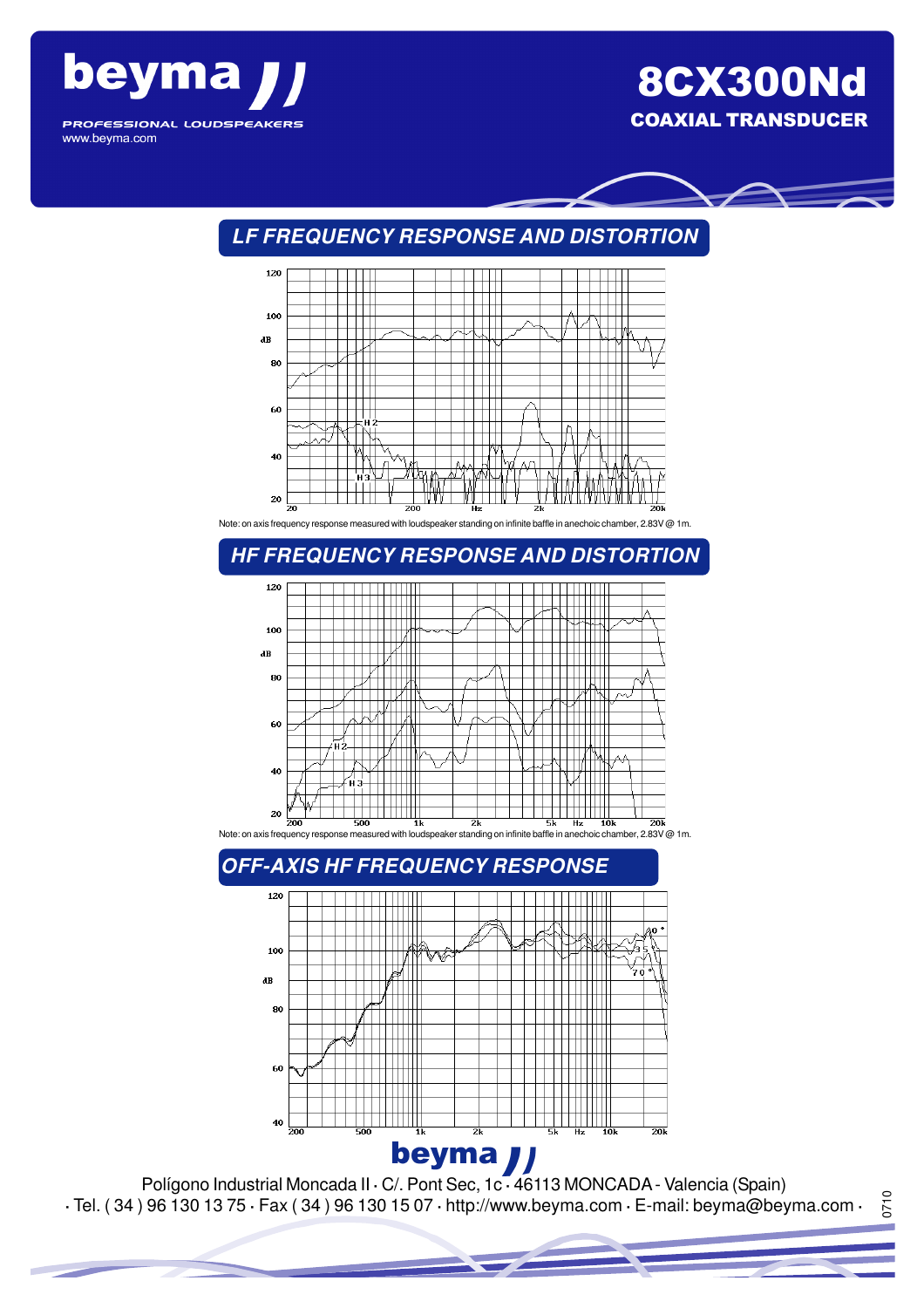# 8CX300Nd

## COAXIAL TRANSDUCER

beyma

PROFESSIONAL LOUDSPEAKERS

www.beyma.com

## LF FREQUENCY RESPONSE AND DISTORTION

120
100
dB
80
60
40
20
20
200
Hz
2k
20k
H 2
H 3

Note: on axis frequency response measured with loudspeaker standing on infinite baffle in anechoic chamber, 2.83V @ 1m.

## HF FREQUENCY RESPONSE AND DISTORTION

120
100
dB
80
60
40
20
200
500
1k
2k
5k
Hz
10k
20k
H 2
H 3

Note: on axis frequency response measured with loudspeaker standing on infinite baffle in anechoic chamber, 2.83V @ 1m.

## OFF-AXIS HF FREQUENCY RESPONSE

120
100
dB
80
60
40
200
500
1k
2k
5k
Hz
10k
20k
0 °
35 °
70 °

beyma

Polígono Industrial Moncada II · C/. Pont Sec, 1c · 46113 MONCADA - Valencia (Spain)

· Tel. ( 34 ) 96 130 13 75 · Fax ( 34 ) 96 130 15 07 · http://www.beyma.com · E-mail: beyma@beyma.com ·

0710